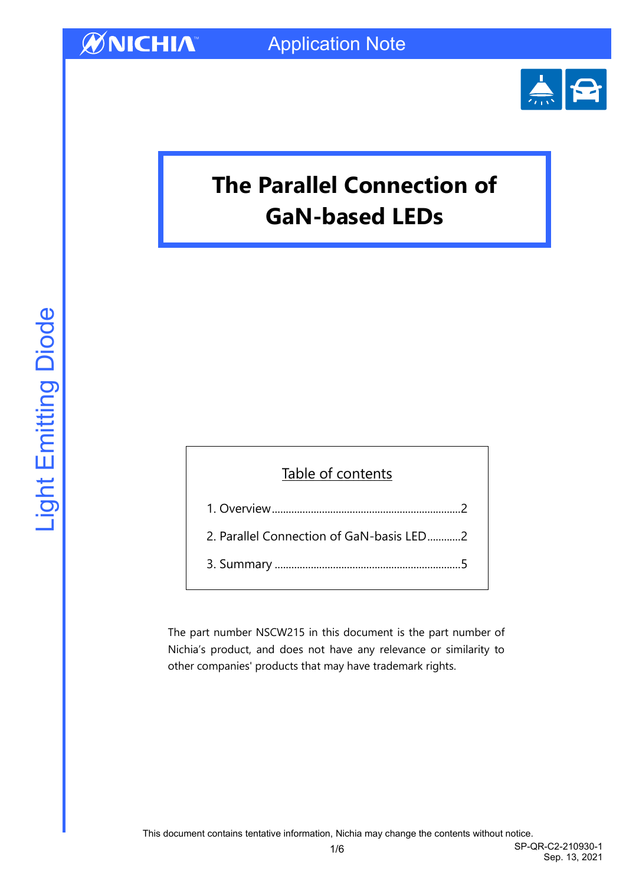# The Parallel Connection of GaN-based LEDs

Table of contents

1. Overview....................................................................2
2. Parallel Connection of GaN-basis LED............2
3. Summary ..................................................................5

The part number NSCW215 in this document is the part number of Nichia's product, and does not have any relevance or similarity to other companies' products that may have trademark rights.

This document contains tentative information, Nichia may change the contents without notice.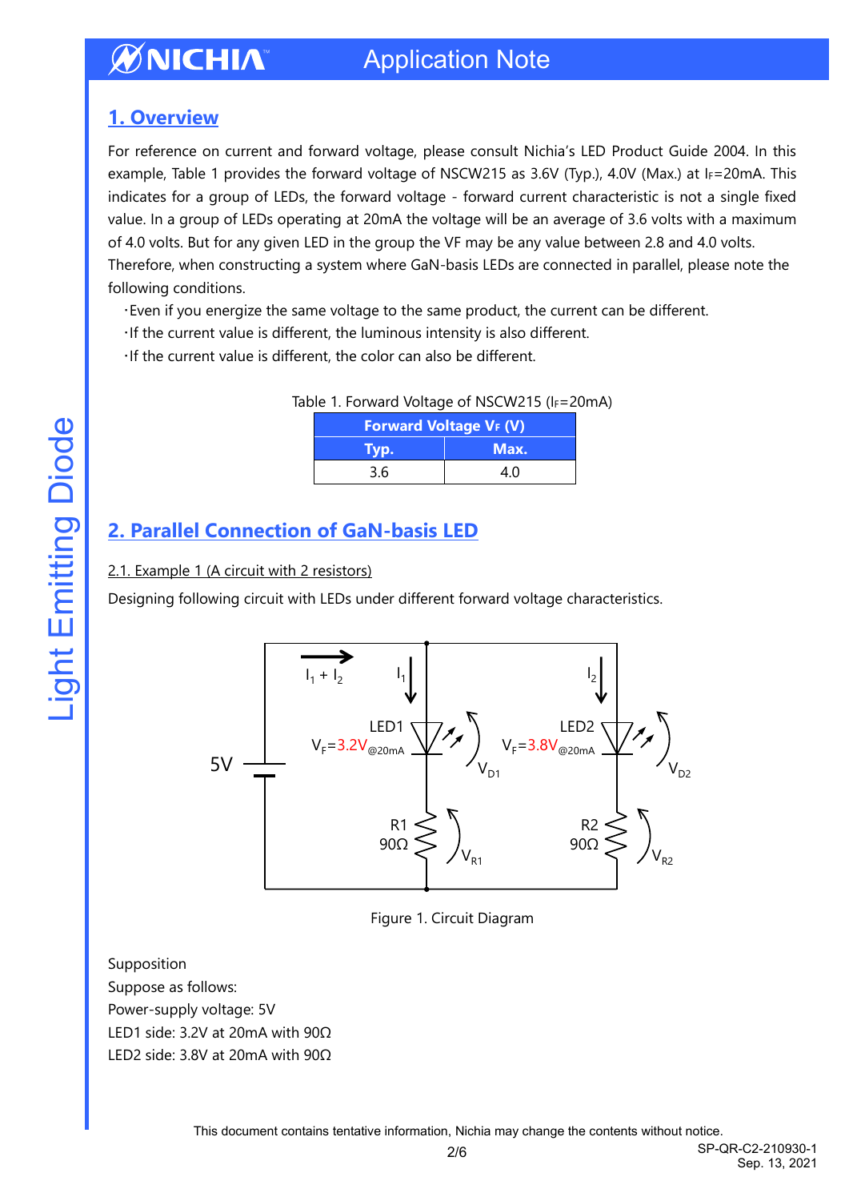## 1. Overview

For reference on current and forward voltage, please consult Nichia's LED Product Guide 2004. In this example, Table 1 provides the forward voltage of NSCW215 as 3.6V (Typ.), 4.0V (Max.) at $I_F$=20mA. This indicates for a group of LEDs, the forward voltage - forward current characteristic is not a single fixed value. In a group of LEDs operating at 20mA the voltage will be an average of 3.6 volts with a maximum of 4.0 volts. But for any given LED in the group the VF may be any value between 2.8 and 4.0 volts.

Therefore, when constructing a system where GaN-basis LEDs are connected in parallel, please note the following conditions.

- Even if you energize the same voltage to the same product, the current can be different.
- If the current value is different, the luminous intensity is also different.
- If the current value is different, the color can also be different.

Table 1. Forward Voltage of NSCW215 ($I_F$=20mA)

| Forward Voltage $V_F$ (V) | |
|---|---|
| Typ. | Max. |
| 3.6 | 4.0 |

## 2. Parallel Connection of GaN-basis LED

2.1. Example 1 (A circuit with 2 resistors)

Designing following circuit with LEDs under different forward voltage characteristics.

Figure 1. Circuit Diagram

Supposition

Suppose as follows:

Power-supply voltage: 5V

LED1 side: 3.2V at 20mA with 90Ω

LED2 side: 3.8V at 20mA with 90Ω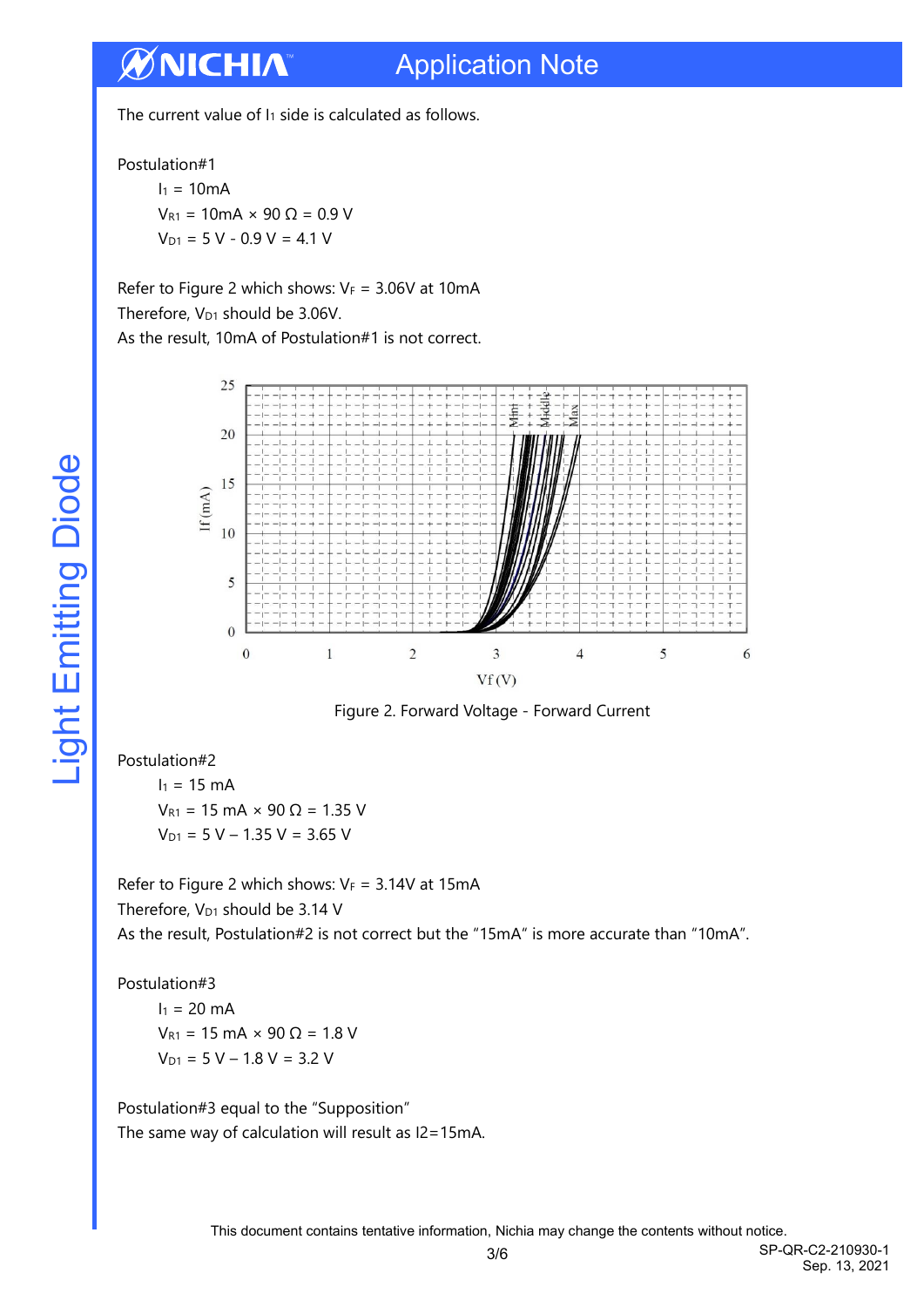The current value of $I_1$ side is calculated as follows.

Postulation#1

$I_1$ = 10mA

$V_{R1}$ = 10mA × 90 Ω = 0.9 V

$V_{D1}$ = 5 V - 0.9 V = 4.1 V

Refer to Figure 2 which shows: $V_F$ = 3.06V at 10mA

Therefore, $V_{D1}$ should be 3.06V.

As the result, 10mA of Postulation#1 is not correct.

Figure 2. Forward Voltage - Forward Current

Postulation#2

$I_1$ = 15 mA

$V_{R1}$ = 15 mA × 90 Ω = 1.35 V

$V_{D1}$ = 5 V – 1.35 V = 3.65 V

Refer to Figure 2 which shows: $V_F$ = 3.14V at 15mA

Therefore, $V_{D1}$ should be 3.14 V

As the result, Postulation#2 is not correct but the "15mA" is more accurate than "10mA".

Postulation#3

$I_1$ = 20 mA

$V_{R1}$ = 15 mA × 90 Ω = 1.8 V

$V_{D1}$ = 5 V – 1.8 V = 3.2 V

Postulation#3 equal to the "Supposition"

The same way of calculation will result as I2=15mA.

This document contains tentative information, Nichia may change the contents without notice.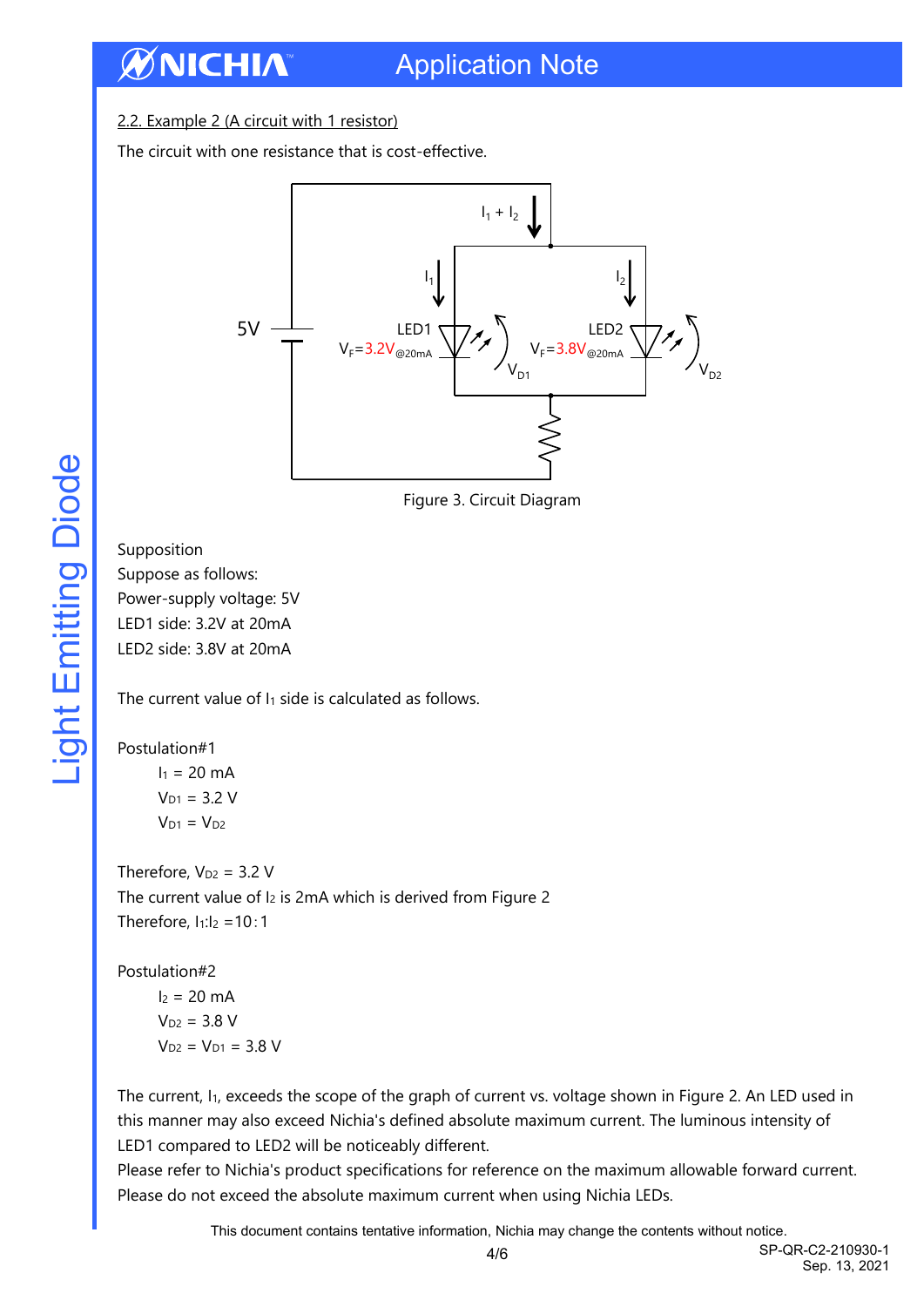## 2.2. Example 2 (A circuit with 1 resistor)

The circuit with one resistance that is cost-effective.

Figure 3. Circuit Diagram

Supposition

Suppose as follows:

Power-supply voltage: 5V

LED1 side: 3.2V at 20mA

LED2 side: 3.8V at 20mA

The current value of $I_1$ side is calculated as follows.

Postulation#1

$I_1$ = 20 mA

$V_{D1}$ = 3.2 V

$V_{D1}$ = $V_{D2}$

Therefore, $V_{D2}$ = 3.2 V

The current value of $I_2$ is 2mA which is derived from Figure 2

Therefore, $I_1$:$I_2$ =10 : 1

Postulation#2

$I_2$ = 20 mA

$V_{D2}$ = 3.8 V

$V_{D2}$ = $V_{D1}$ = 3.8 V

The current, $I_1$, exceeds the scope of the graph of current vs. voltage shown in Figure 2. An LED used in this manner may also exceed Nichia's defined absolute maximum current. The luminous intensity of LED1 compared to LED2 will be noticeably different.

Please refer to Nichia's product specifications for reference on the maximum allowable forward current.

Please do not exceed the absolute maximum current when using Nichia LEDs.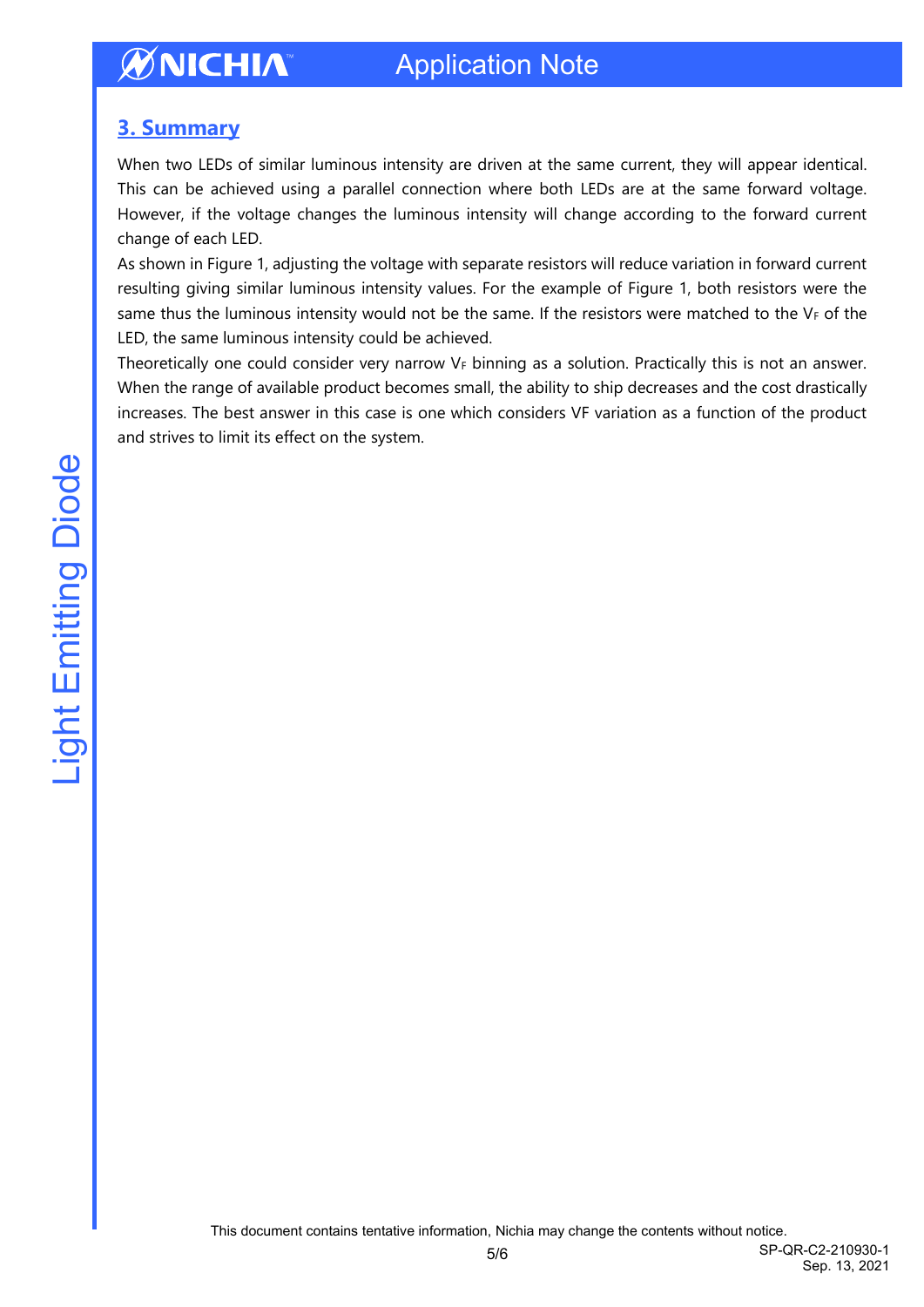## 3. Summary

When two LEDs of similar luminous intensity are driven at the same current, they will appear identical. This can be achieved using a parallel connection where both LEDs are at the same forward voltage. However, if the voltage changes the luminous intensity will change according to the forward current change of each LED.

As shown in Figure 1, adjusting the voltage with separate resistors will reduce variation in forward current resulting giving similar luminous intensity values. For the example of Figure 1, both resistors were the same thus the luminous intensity would not be the same. If the resistors were matched to the $V_F$ of the LED, the same luminous intensity could be achieved.

Theoretically one could consider very narrow $V_F$ binning as a solution. Practically this is not an answer. When the range of available product becomes small, the ability to ship decreases and the cost drastically increases. The best answer in this case is one which considers VF variation as a function of the product and strives to limit its effect on the system.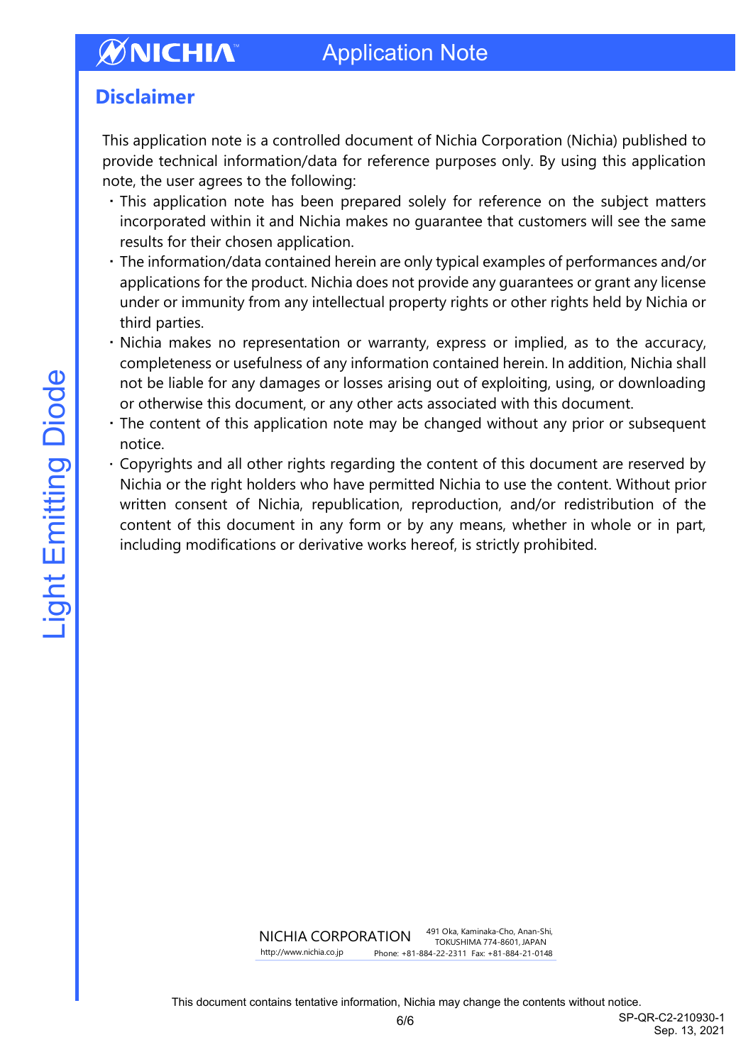## Disclaimer

This application note is a controlled document of Nichia Corporation (Nichia) published to provide technical information/data for reference purposes only. By using this application note, the user agrees to the following:

- This application note has been prepared solely for reference on the subject matters incorporated within it and Nichia makes no guarantee that customers will see the same results for their chosen application.
- The information/data contained herein are only typical examples of performances and/or applications for the product. Nichia does not provide any guarantees or grant any license under or immunity from any intellectual property rights or other rights held by Nichia or third parties.
- Nichia makes no representation or warranty, express or implied, as to the accuracy, completeness or usefulness of any information contained herein. In addition, Nichia shall not be liable for any damages or losses arising out of exploiting, using, or downloading or otherwise this document, or any other acts associated with this document.
- The content of this application note may be changed without any prior or subsequent notice.
- Copyrights and all other rights regarding the content of this document are reserved by Nichia or the right holders who have permitted Nichia to use the content. Without prior written consent of Nichia, republication, reproduction, and/or redistribution of the content of this document in any form or by any means, whether in whole or in part, including modifications or derivative works hereof, is strictly prohibited.

NICHIA CORPORATION
491 Oka, Kaminaka-Cho, Anan-Shi, TOKUSHIMA 774-8601, JAPAN
http://www.nichia.co.jp
Phone: +81-884-22-2311 Fax: +81-884-21-0148